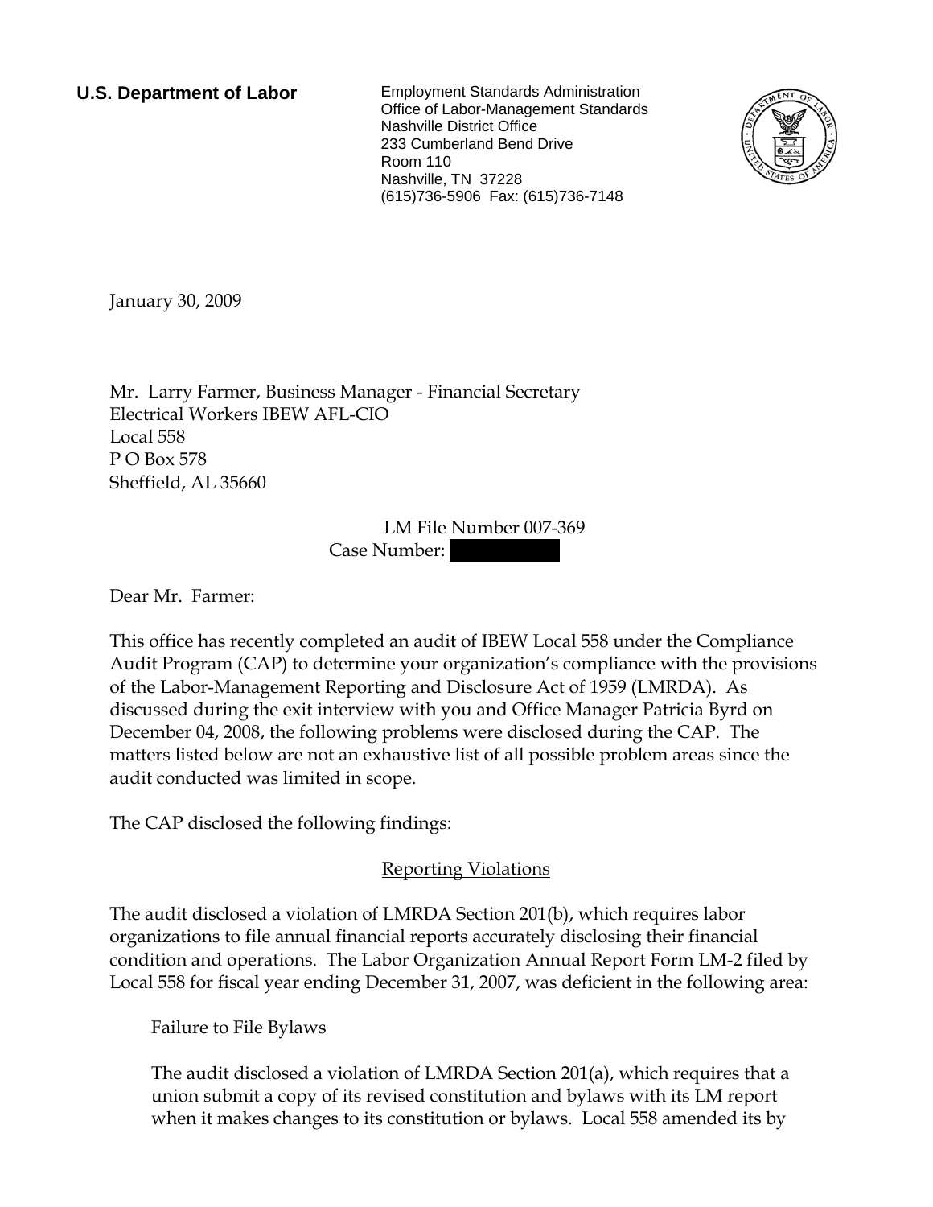**U.S. Department of Labor**

Employment Standards Administration
Office of Labor-Management Standards
Nashville District Office
233 Cumberland Bend Drive
Room 110
Nashville, TN 37228
(615)736-5906 Fax: (615)736-7148

January 30, 2009

Mr. Larry Farmer, Business Manager - Financial Secretary
Electrical Workers IBEW AFL-CIO
Local 558
P O Box 578
Sheffield, AL 35660

LM File Number 007-369
Case Number:

Dear Mr. Farmer:

This office has recently completed an audit of IBEW Local 558 under the Compliance Audit Program (CAP) to determine your organization's compliance with the provisions of the Labor-Management Reporting and Disclosure Act of 1959 (LMRDA). As discussed during the exit interview with you and Office Manager Patricia Byrd on December 04, 2008, the following problems were disclosed during the CAP. The matters listed below are not an exhaustive list of all possible problem areas since the audit conducted was limited in scope.

The CAP disclosed the following findings:

## Reporting Violations

The audit disclosed a violation of LMRDA Section 201(b), which requires labor organizations to file annual financial reports accurately disclosing their financial condition and operations. The Labor Organization Annual Report Form LM-2 filed by Local 558 for fiscal year ending December 31, 2007, was deficient in the following area:

Failure to File Bylaws

The audit disclosed a violation of LMRDA Section 201(a), which requires that a union submit a copy of its revised constitution and bylaws with its LM report when it makes changes to its constitution or bylaws. Local 558 amended its by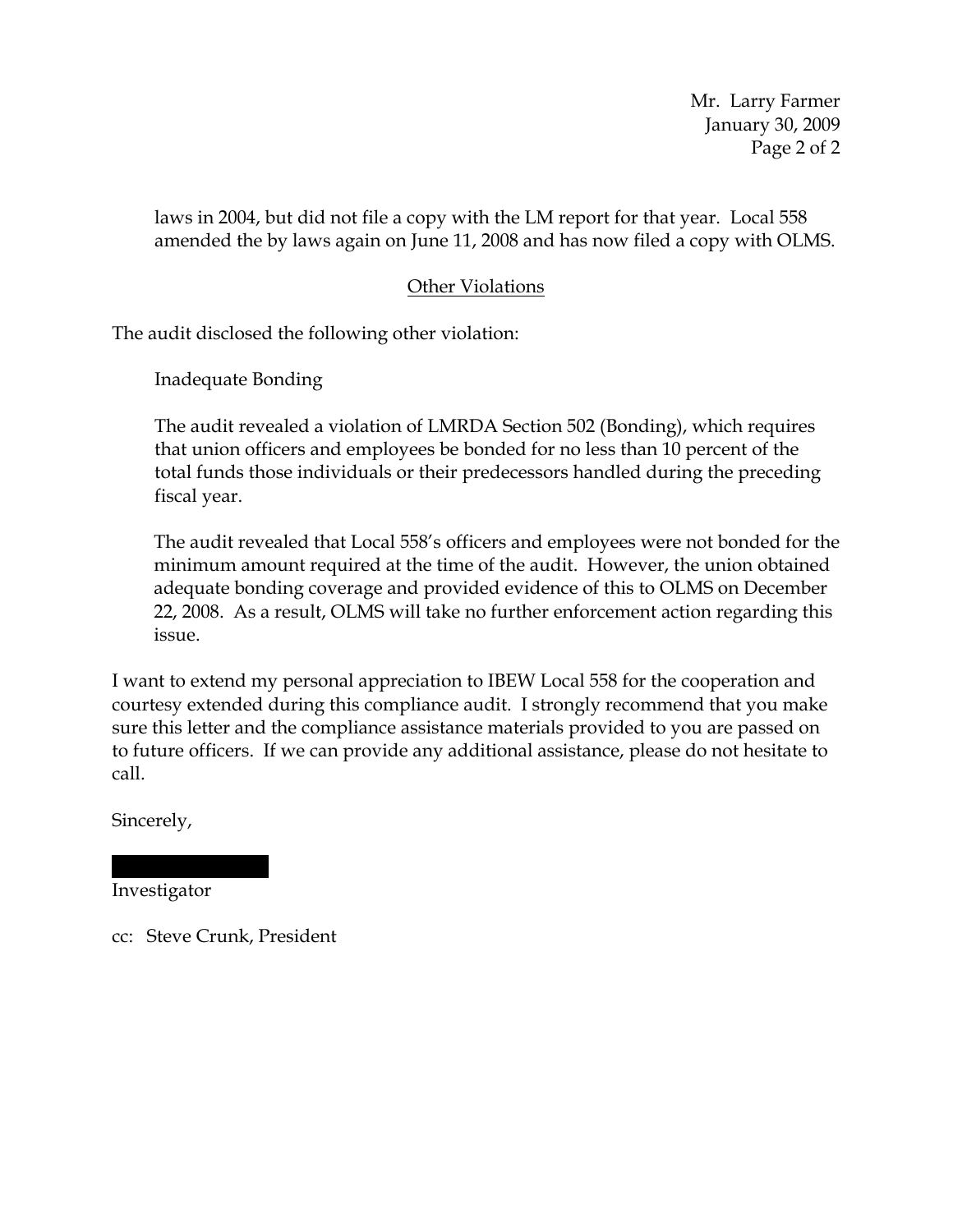laws in 2004, but did not file a copy with the LM report for that year. Local 558 amended the by laws again on June 11, 2008 and has now filed a copy with OLMS.

## Other Violations

The audit disclosed the following other violation:

Inadequate Bonding

The audit revealed a violation of LMRDA Section 502 (Bonding), which requires that union officers and employees be bonded for no less than 10 percent of the total funds those individuals or their predecessors handled during the preceding fiscal year.

The audit revealed that Local 558's officers and employees were not bonded for the minimum amount required at the time of the audit. However, the union obtained adequate bonding coverage and provided evidence of this to OLMS on December 22, 2008. As a result, OLMS will take no further enforcement action regarding this issue.

I want to extend my personal appreciation to IBEW Local 558 for the cooperation and courtesy extended during this compliance audit. I strongly recommend that you make sure this letter and the compliance assistance materials provided to you are passed on to future officers. If we can provide any additional assistance, please do not hesitate to call.

Sincerely,

Investigator

cc: Steve Crunk, President